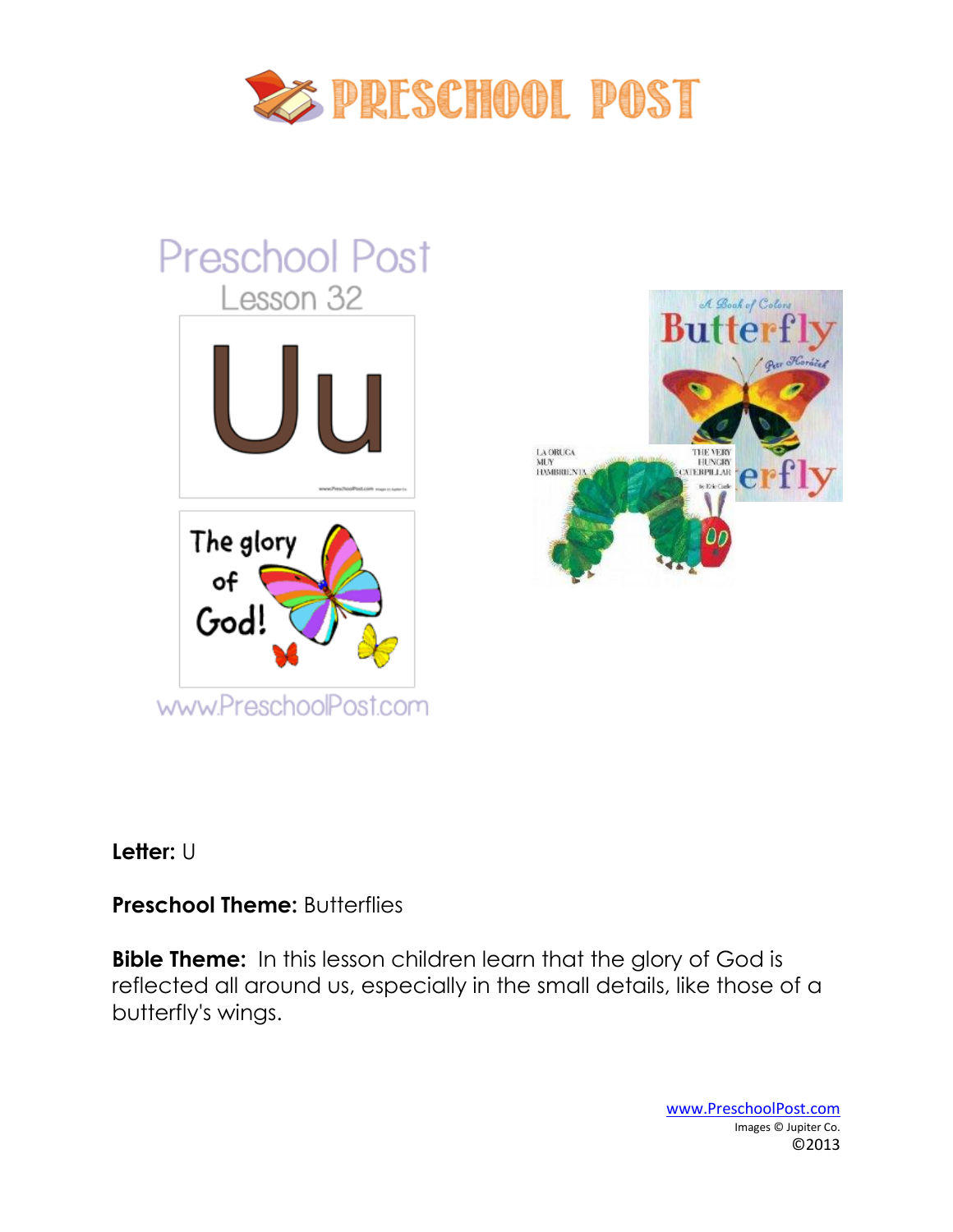# PRESCHOOL POST

Preschool Post
Lesson 32

Uu

The glory of God!

www.PreschoolPost.com

**Letter:** U

**Preschool Theme:** Butterflies

**Bible Theme:** In this lesson children learn that the glory of God is reflected all around us, especially in the small details, like those of a butterfly's wings.

www.PreschoolPost.com
Images © Jupiter Co.
©2013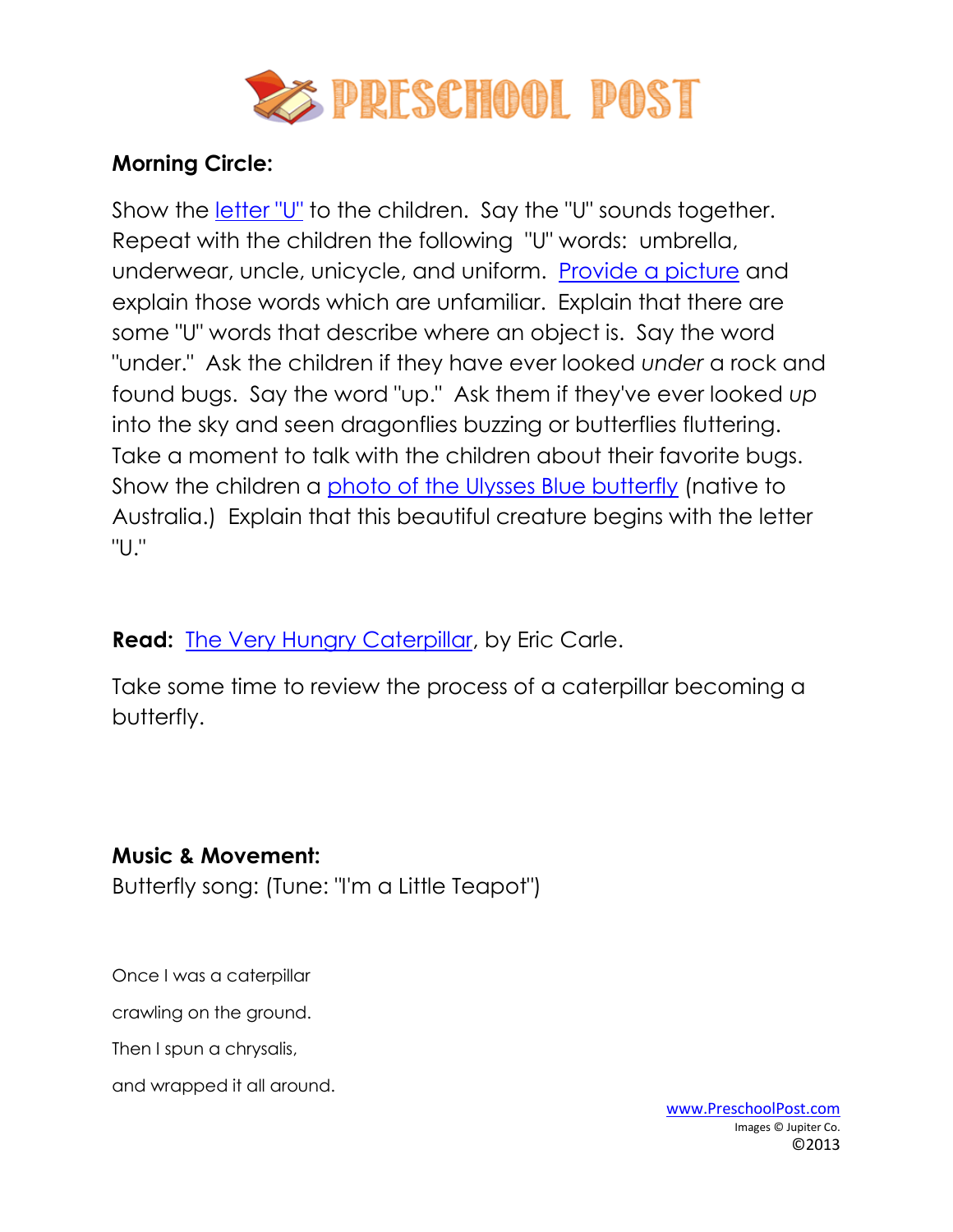**Morning Circle:**

Show the letter "U" to the children. Say the "U" sounds together. Repeat with the children the following "U" words: umbrella, underwear, uncle, unicycle, and uniform. Provide a picture and explain those words which are unfamiliar. Explain that there are some "U" words that describe where an object is. Say the word "under." Ask the children if they have ever looked *under* a rock and found bugs. Say the word "up." Ask them if they've ever looked *up* into the sky and seen dragonflies buzzing or butterflies fluttering. Take a moment to talk with the children about their favorite bugs. Show the children a photo of the Ulysses Blue butterfly (native to Australia.) Explain that this beautiful creature begins with the letter "U."

**Read:** The Very Hungry Caterpillar, by Eric Carle.

Take some time to review the process of a caterpillar becoming a butterfly.

**Music & Movement:**
Butterfly song: (Tune: "I'm a Little Teapot")

Once I was a caterpillar

crawling on the ground.

Then I spun a chrysalis,

and wrapped it all around.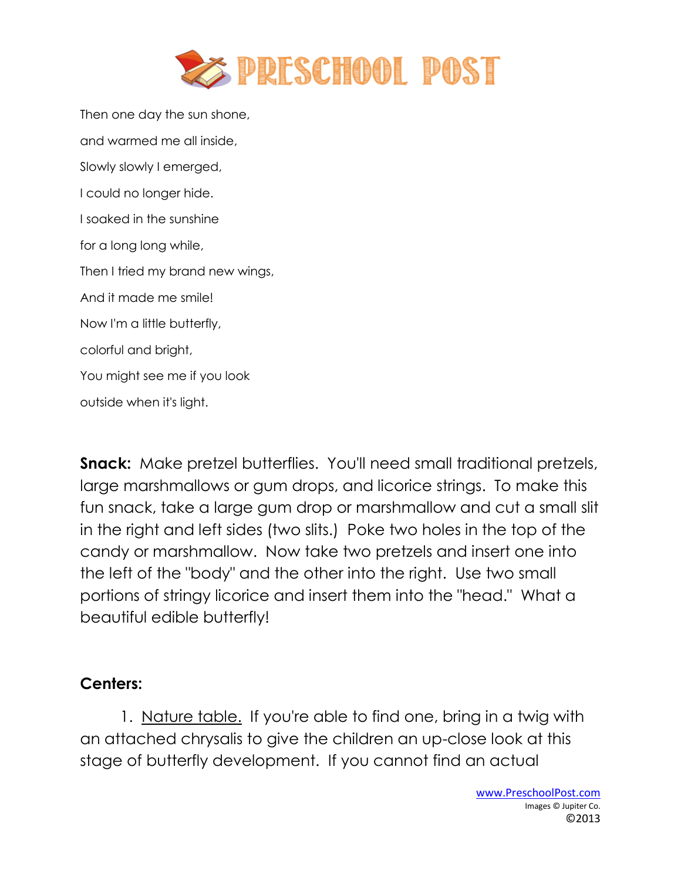Then one day the sun shone,

and warmed me all inside,

Slowly slowly I emerged,

I could no longer hide.

I soaked in the sunshine

for a long long while,

Then I tried my brand new wings,

And it made me smile!

Now I'm a little butterfly,

colorful and bright,

You might see me if you look

outside when it's light.

**Snack:** Make pretzel butterflies. You'll need small traditional pretzels, large marshmallows or gum drops, and licorice strings. To make this fun snack, take a large gum drop or marshmallow and cut a small slit in the right and left sides (two slits.) Poke two holes in the top of the candy or marshmallow. Now take two pretzels and insert one into the left of the "body" and the other into the right. Use two small portions of stringy licorice and insert them into the "head." What a beautiful edible butterfly!

**Centers:**

1. Nature table. If you're able to find one, bring in a twig with an attached chrysalis to give the children an up-close look at this stage of butterfly development. If you cannot find an actual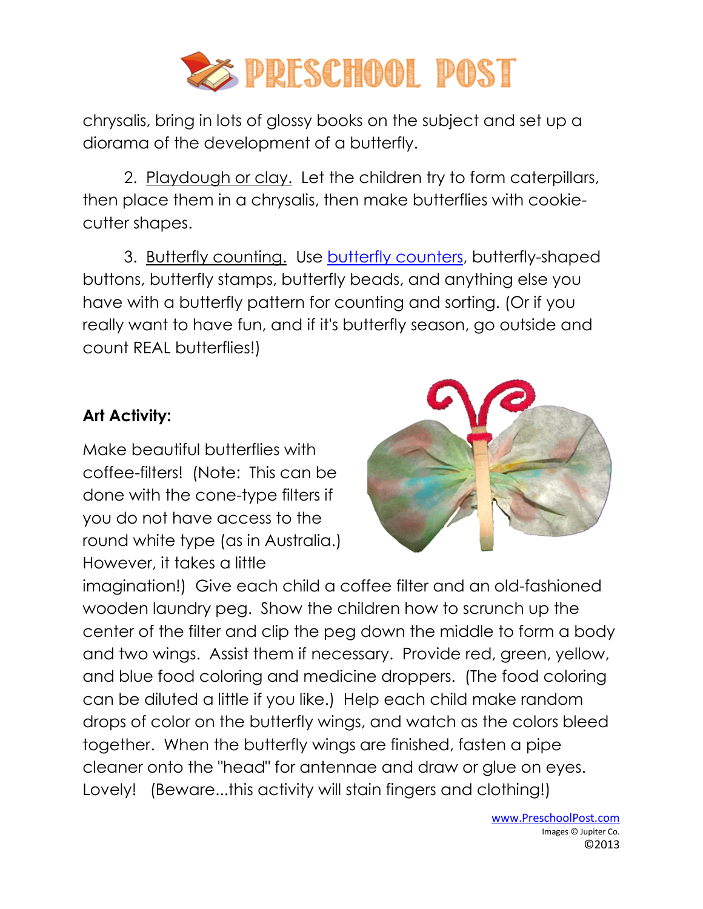chrysalis, bring in lots of glossy books on the subject and set up a diorama of the development of a butterfly.

2. Playdough or clay. Let the children try to form caterpillars, then place them in a chrysalis, then make butterflies with cookie-cutter shapes.

3. Butterfly counting. Use butterfly counters, butterfly-shaped buttons, butterfly stamps, butterfly beads, and anything else you have with a butterfly pattern for counting and sorting. (Or if you really want to have fun, and if it's butterfly season, go outside and count REAL butterflies!)

**Art Activity:**

Make beautiful butterflies with coffee-filters! (Note: This can be done with the cone-type filters if you do not have access to the round white type (as in Australia.) However, it takes a little imagination!) Give each child a coffee filter and an old-fashioned wooden laundry peg. Show the children how to scrunch up the center of the filter and clip the peg down the middle to form a body and two wings. Assist them if necessary. Provide red, green, yellow, and blue food coloring and medicine droppers. (The food coloring can be diluted a little if you like.) Help each child make random drops of color on the butterfly wings, and watch as the colors bleed together. When the butterfly wings are finished, fasten a pipe cleaner onto the "head" for antennae and draw or glue on eyes. Lovely! (Beware...this activity will stain fingers and clothing!)

www.PreschoolPost.com
Images © Jupiter Co.
©2013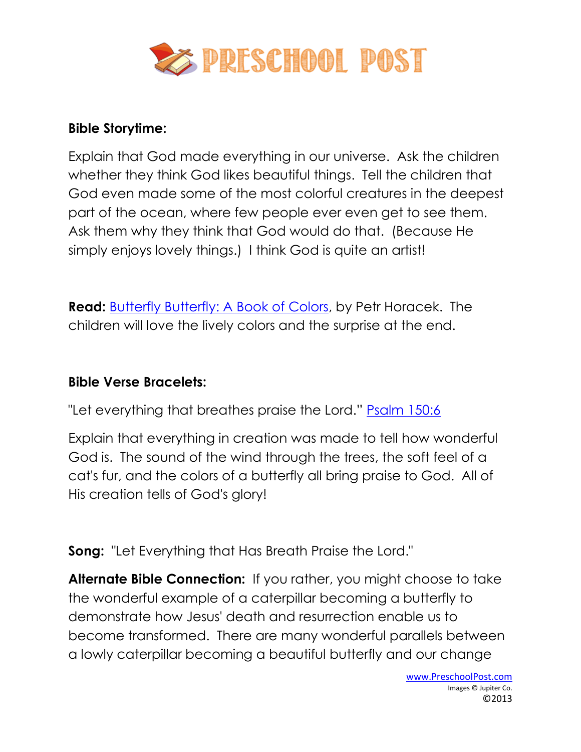**Bible Storytime:**

Explain that God made everything in our universe. Ask the children whether they think God likes beautiful things. Tell the children that God even made some of the most colorful creatures in the deepest part of the ocean, where few people ever even get to see them. Ask them why they think that God would do that. (Because He simply enjoys lovely things.) I think God is quite an artist!

**Read:** Butterfly Butterfly: A Book of Colors, by Petr Horacek. The children will love the lively colors and the surprise at the end.

**Bible Verse Bracelets:**

"Let everything that breathes praise the Lord." Psalm 150:6

Explain that everything in creation was made to tell how wonderful God is. The sound of the wind through the trees, the soft feel of a cat's fur, and the colors of a butterfly all bring praise to God. All of His creation tells of God's glory!

**Song:** "Let Everything that Has Breath Praise the Lord."

**Alternate Bible Connection:** If you rather, you might choose to take the wonderful example of a caterpillar becoming a butterfly to demonstrate how Jesus' death and resurrection enable us to become transformed. There are many wonderful parallels between a lowly caterpillar becoming a beautiful butterfly and our change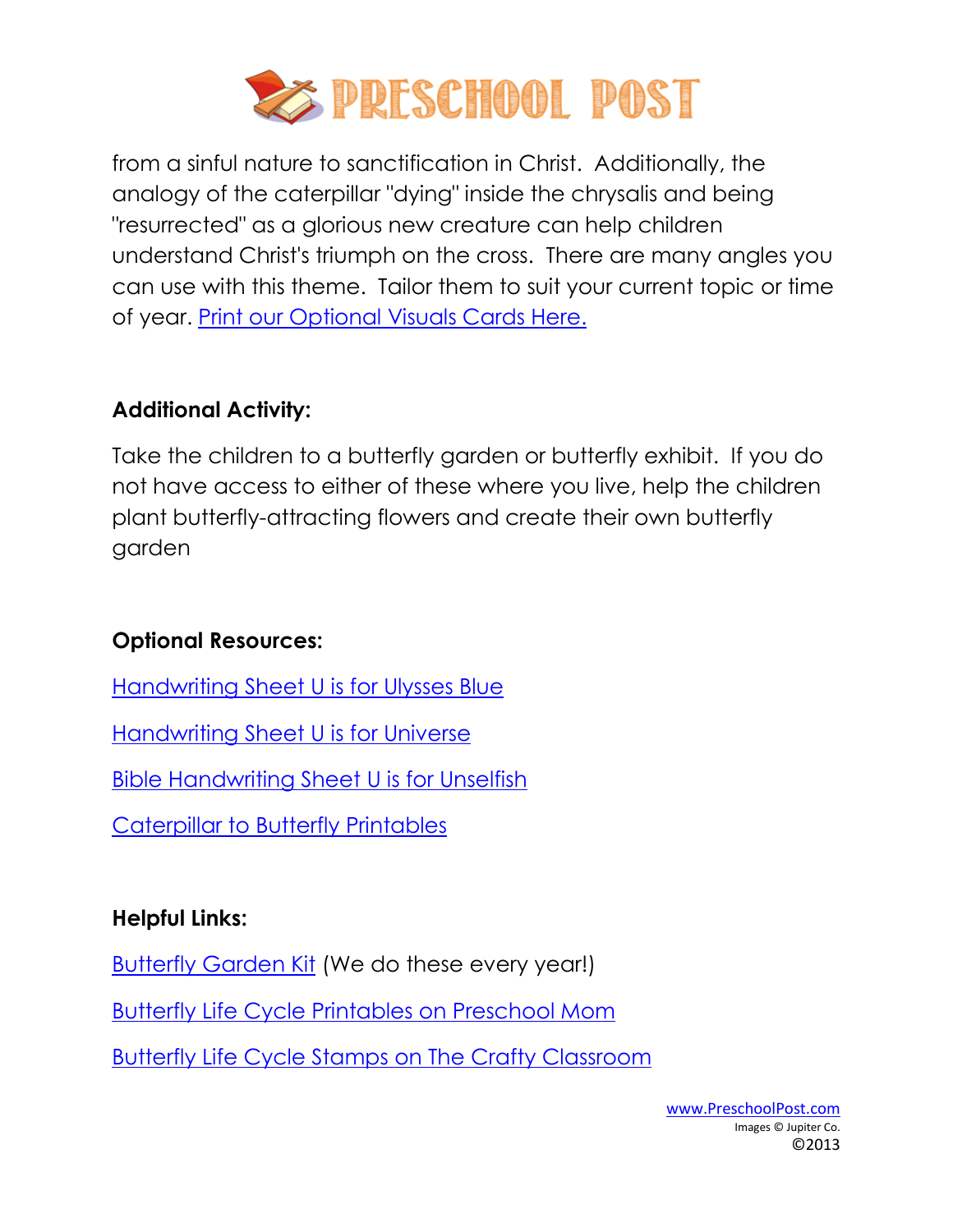from a sinful nature to sanctification in Christ. Additionally, the analogy of the caterpillar "dying" inside the chrysalis and being "resurrected" as a glorious new creature can help children understand Christ's triumph on the cross. There are many angles you can use with this theme. Tailor them to suit your current topic or time of year. Print our Optional Visuals Cards Here.

**Additional Activity:**

Take the children to a butterfly garden or butterfly exhibit. If you do not have access to either of these where you live, help the children plant butterfly-attracting flowers and create their own butterfly garden

**Optional Resources:**

Handwriting Sheet U is for Ulysses Blue

Handwriting Sheet U is for Universe

Bible Handwriting Sheet U is for Unselfish

Caterpillar to Butterfly Printables

**Helpful Links:**

Butterfly Garden Kit (We do these every year!)

Butterfly Life Cycle Printables on Preschool Mom

Butterfly Life Cycle Stamps on The Crafty Classroom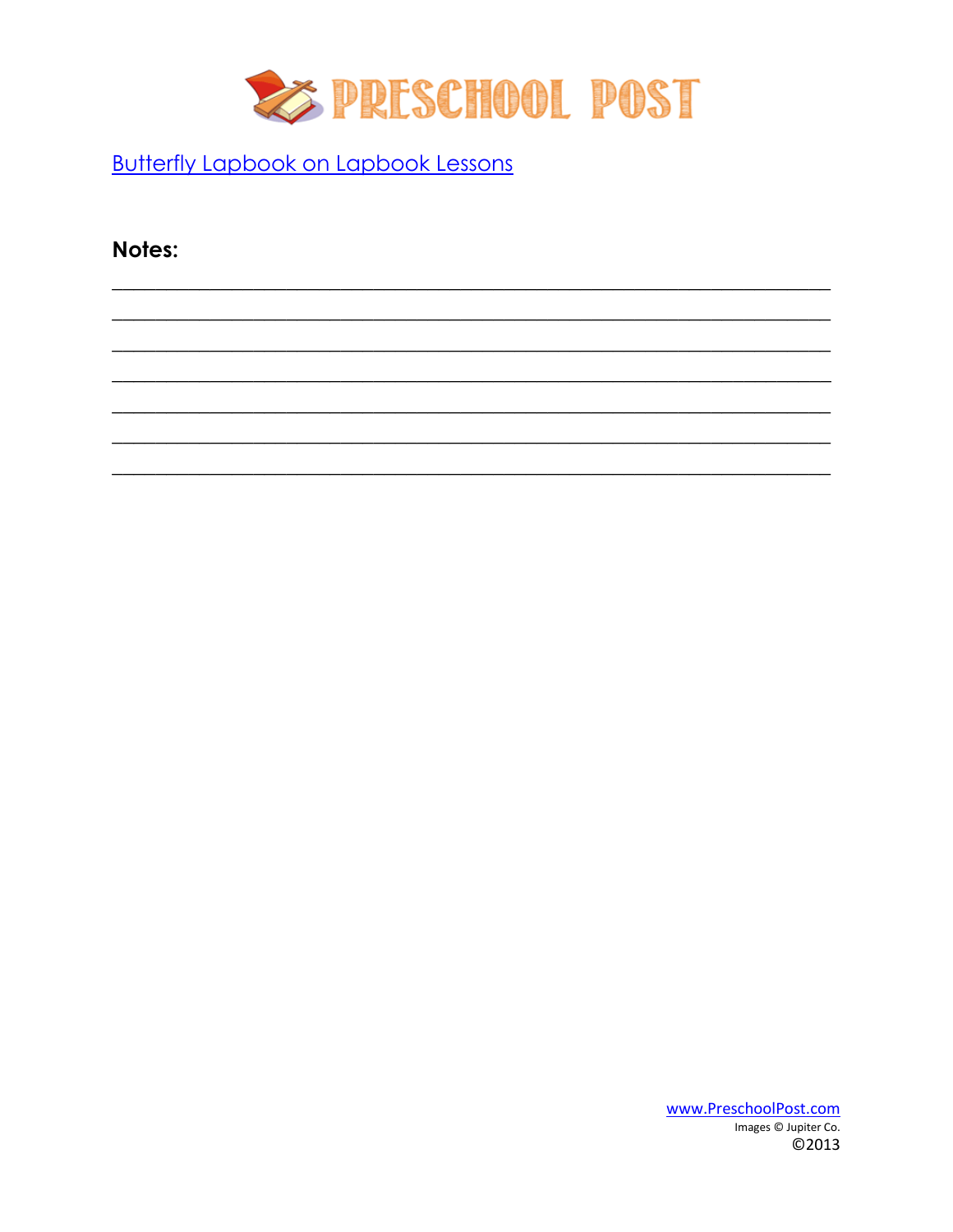# PRESCHOOL POST

[Butterfly Lapbook on Lapbook Lessons]

**Notes:**

_______________________________________________________________________________

_______________________________________________________________________________

_______________________________________________________________________________

_______________________________________________________________________________

_______________________________________________________________________________

_______________________________________________________________________________

_______________________________________________________________________________

www.PreschoolPost.com
Images © Jupiter Co.
©2013